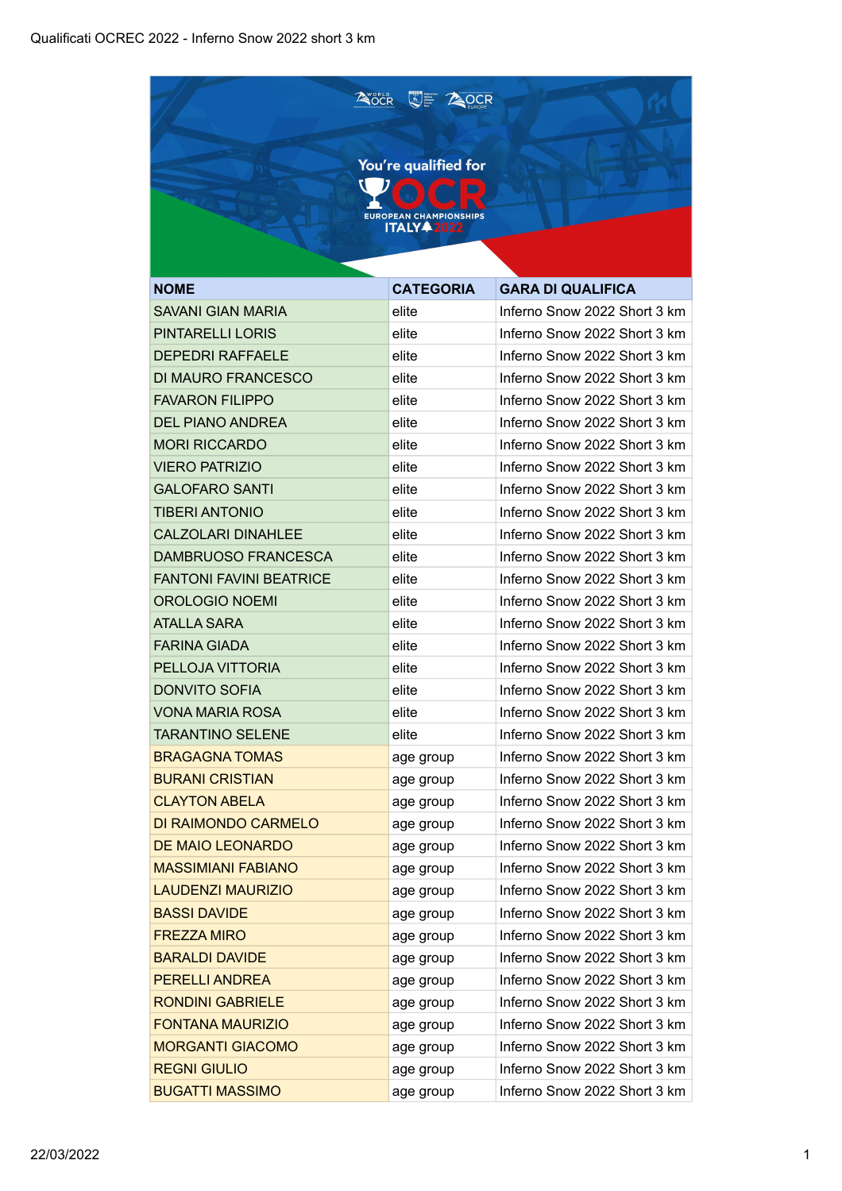Qualificati OCREC 2022 - Inferno Snow 2022 short 3 km

You're qualified for OCR EUROPEAN CHAMPIONSHIPS ITALY 2022

| NOME | CATEGORIA | GARA DI QUALIFICA |
|---|---|---|
| SAVANI GIAN MARIA | elite | Inferno Snow 2022 Short 3 km |
| PINTARELLI LORIS | elite | Inferno Snow 2022 Short 3 km |
| DEPEDRI RAFFAELE | elite | Inferno Snow 2022 Short 3 km |
| DI MAURO FRANCESCO | elite | Inferno Snow 2022 Short 3 km |
| FAVARON FILIPPO | elite | Inferno Snow 2022 Short 3 km |
| DEL PIANO ANDREA | elite | Inferno Snow 2022 Short 3 km |
| MORI RICCARDO | elite | Inferno Snow 2022 Short 3 km |
| VIERO PATRIZIO | elite | Inferno Snow 2022 Short 3 km |
| GALOFARO SANTI | elite | Inferno Snow 2022 Short 3 km |
| TIBERI ANTONIO | elite | Inferno Snow 2022 Short 3 km |
| CALZOLARI DINAHLEE | elite | Inferno Snow 2022 Short 3 km |
| DAMBRUOSO FRANCESCA | elite | Inferno Snow 2022 Short 3 km |
| FANTONI FAVINI BEATRICE | elite | Inferno Snow 2022 Short 3 km |
| OROLOGIO NOEMI | elite | Inferno Snow 2022 Short 3 km |
| ATALLA SARA | elite | Inferno Snow 2022 Short 3 km |
| FARINA GIADA | elite | Inferno Snow 2022 Short 3 km |
| PELLOJA VITTORIA | elite | Inferno Snow 2022 Short 3 km |
| DONVITO SOFIA | elite | Inferno Snow 2022 Short 3 km |
| VONA MARIA ROSA | elite | Inferno Snow 2022 Short 3 km |
| TARANTINO SELENE | elite | Inferno Snow 2022 Short 3 km |
| BRAGAGNA TOMAS | age group | Inferno Snow 2022 Short 3 km |
| BURANI CRISTIAN | age group | Inferno Snow 2022 Short 3 km |
| CLAYTON ABELA | age group | Inferno Snow 2022 Short 3 km |
| DI RAIMONDO CARMELO | age group | Inferno Snow 2022 Short 3 km |
| DE MAIO LEONARDO | age group | Inferno Snow 2022 Short 3 km |
| MASSIMIANI FABIANO | age group | Inferno Snow 2022 Short 3 km |
| LAUDENZI MAURIZIO | age group | Inferno Snow 2022 Short 3 km |
| BASSI DAVIDE | age group | Inferno Snow 2022 Short 3 km |
| FREZZA MIRO | age group | Inferno Snow 2022 Short 3 km |
| BARALDI DAVIDE | age group | Inferno Snow 2022 Short 3 km |
| PERELLI ANDREA | age group | Inferno Snow 2022 Short 3 km |
| RONDINI GABRIELE | age group | Inferno Snow 2022 Short 3 km |
| FONTANA MAURIZIO | age group | Inferno Snow 2022 Short 3 km |
| MORGANTI GIACOMO | age group | Inferno Snow 2022 Short 3 km |
| REGNI GIULIO | age group | Inferno Snow 2022 Short 3 km |
| BUGATTI MASSIMO | age group | Inferno Snow 2022 Short 3 km |

22/03/2022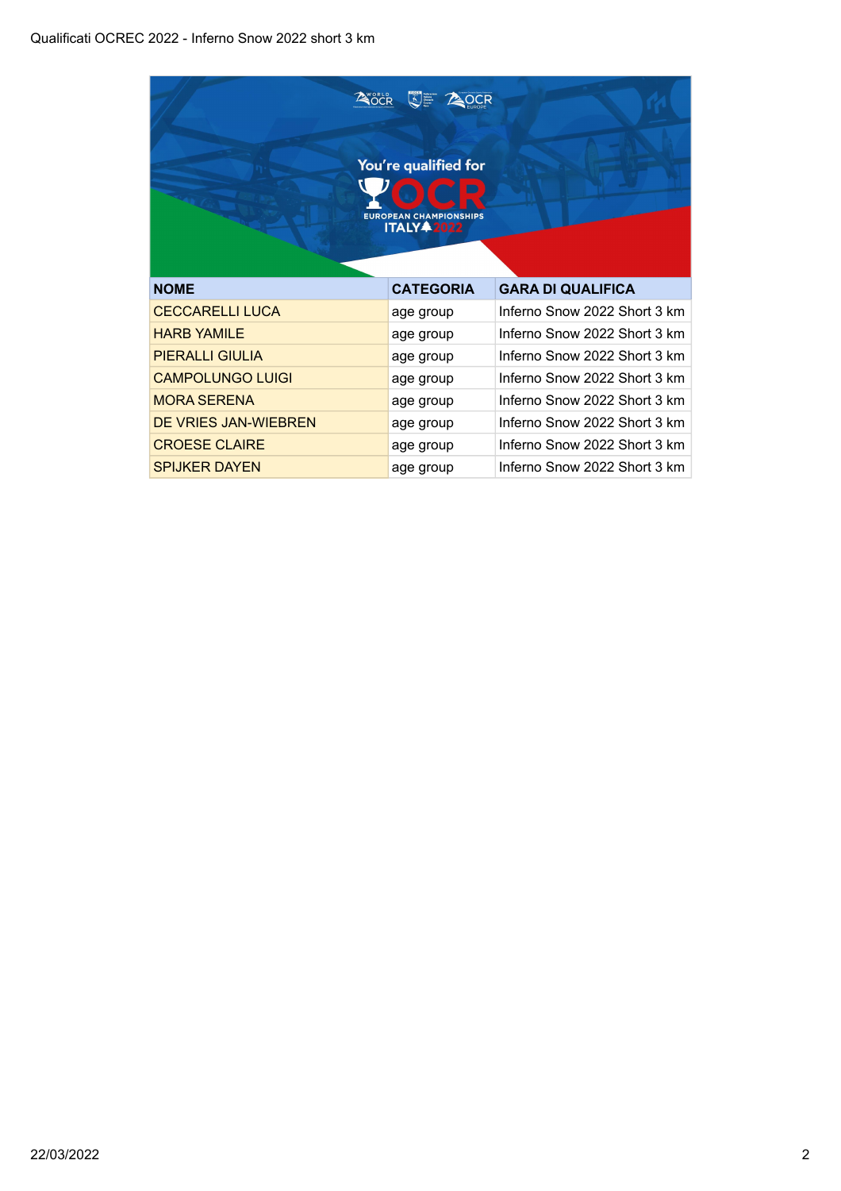Qualificati OCREC 2022 - Inferno Snow 2022 short 3 km

You're qualified for OCR EUROPEAN CHAMPIONSHIPS ITALY 2022

| NOME | CATEGORIA | GARA DI QUALIFICA |
|---|---|---|
| CECCARELLI LUCA | age group | Inferno Snow 2022 Short 3 km |
| HARB YAMILE | age group | Inferno Snow 2022 Short 3 km |
| PIERALLI GIULIA | age group | Inferno Snow 2022 Short 3 km |
| CAMPOLUNGO LUIGI | age group | Inferno Snow 2022 Short 3 km |
| MORA SERENA | age group | Inferno Snow 2022 Short 3 km |
| DE VRIES JAN-WIEBREN | age group | Inferno Snow 2022 Short 3 km |
| CROESE CLAIRE | age group | Inferno Snow 2022 Short 3 km |
| SPIJKER DAYEN | age group | Inferno Snow 2022 Short 3 km |

22/03/2022